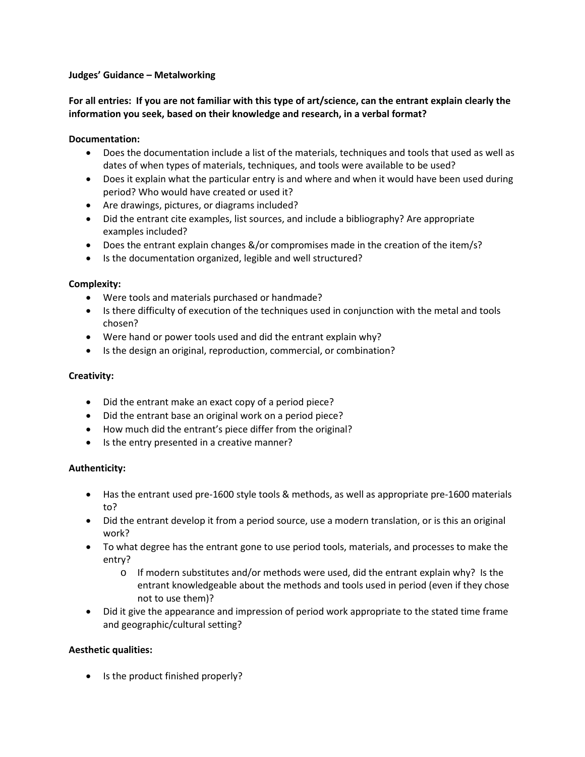**Judges' Guidance – Metalworking**

**For all entries: If you are not familiar with this type of art/science, can the entrant explain clearly the information you seek, based on their knowledge and research, in a verbal format?**

**Documentation:**

- Does the documentation include a list of the materials, techniques and tools that used as well as dates of when types of materials, techniques, and tools were available to be used?
- Does it explain what the particular entry is and where and when it would have been used during period? Who would have created or used it?
- Are drawings, pictures, or diagrams included?
- Did the entrant cite examples, list sources, and include a bibliography? Are appropriate examples included?
- Does the entrant explain changes &/or compromises made in the creation of the item/s?
- Is the documentation organized, legible and well structured?

**Complexity:**

- Were tools and materials purchased or handmade?
- Is there difficulty of execution of the techniques used in conjunction with the metal and tools chosen?
- Were hand or power tools used and did the entrant explain why?
- Is the design an original, reproduction, commercial, or combination?

**Creativity:**

- Did the entrant make an exact copy of a period piece?
- Did the entrant base an original work on a period piece?
- How much did the entrant's piece differ from the original?
- Is the entry presented in a creative manner?

**Authenticity:**

- Has the entrant used pre-1600 style tools & methods, as well as appropriate pre-1600 materials to?
- Did the entrant develop it from a period source, use a modern translation, or is this an original work?
- To what degree has the entrant gone to use period tools, materials, and processes to make the entry?
    - If modern substitutes and/or methods were used, did the entrant explain why? Is the entrant knowledgeable about the methods and tools used in period (even if they chose not to use them)?
- Did it give the appearance and impression of period work appropriate to the stated time frame and geographic/cultural setting?

**Aesthetic qualities:**

- Is the product finished properly?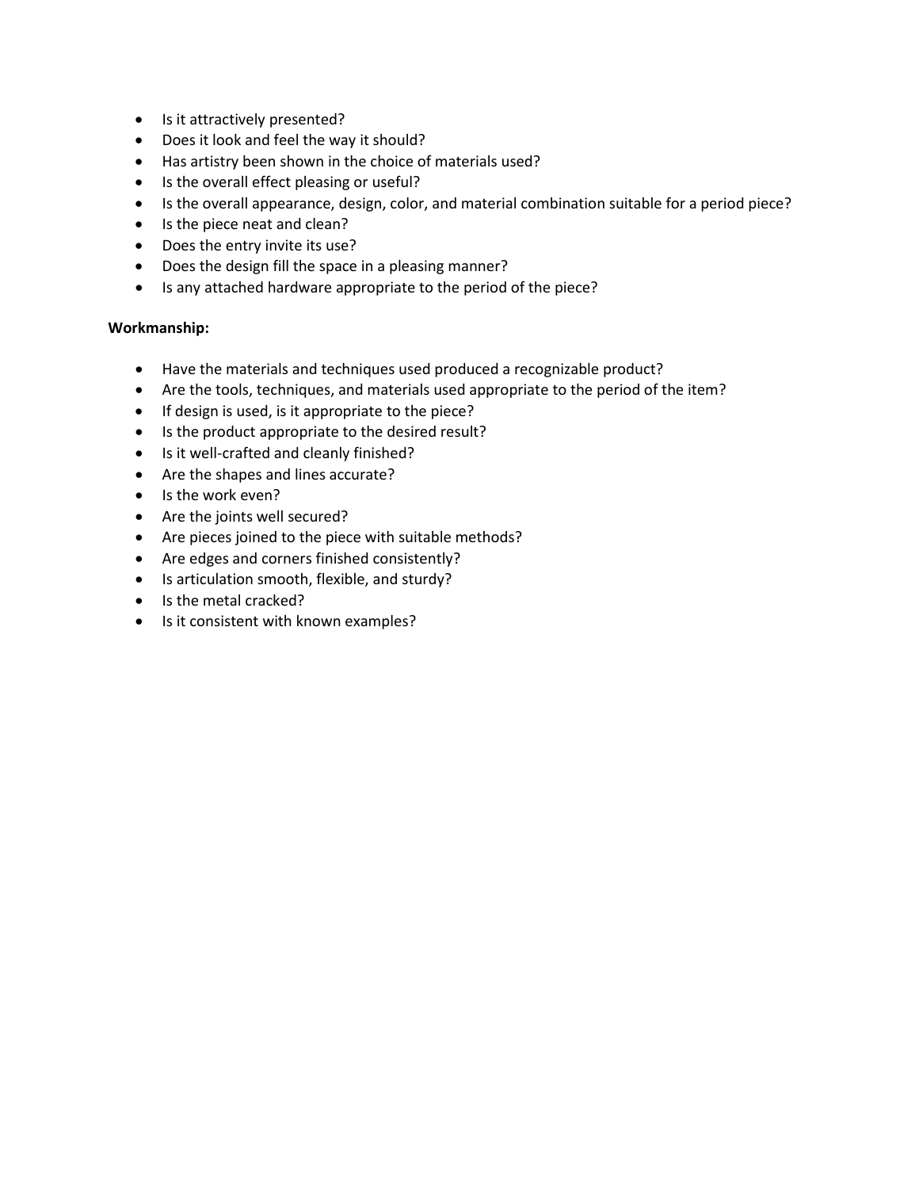- Is it attractively presented?
- Does it look and feel the way it should?
- Has artistry been shown in the choice of materials used?
- Is the overall effect pleasing or useful?
- Is the overall appearance, design, color, and material combination suitable for a period piece?
- Is the piece neat and clean?
- Does the entry invite its use?
- Does the design fill the space in a pleasing manner?
- Is any attached hardware appropriate to the period of the piece?

**Workmanship:**

- Have the materials and techniques used produced a recognizable product?
- Are the tools, techniques, and materials used appropriate to the period of the item?
- If design is used, is it appropriate to the piece?
- Is the product appropriate to the desired result?
- Is it well-crafted and cleanly finished?
- Are the shapes and lines accurate?
- Is the work even?
- Are the joints well secured?
- Are pieces joined to the piece with suitable methods?
- Are edges and corners finished consistently?
- Is articulation smooth, flexible, and sturdy?
- Is the metal cracked?
- Is it consistent with known examples?